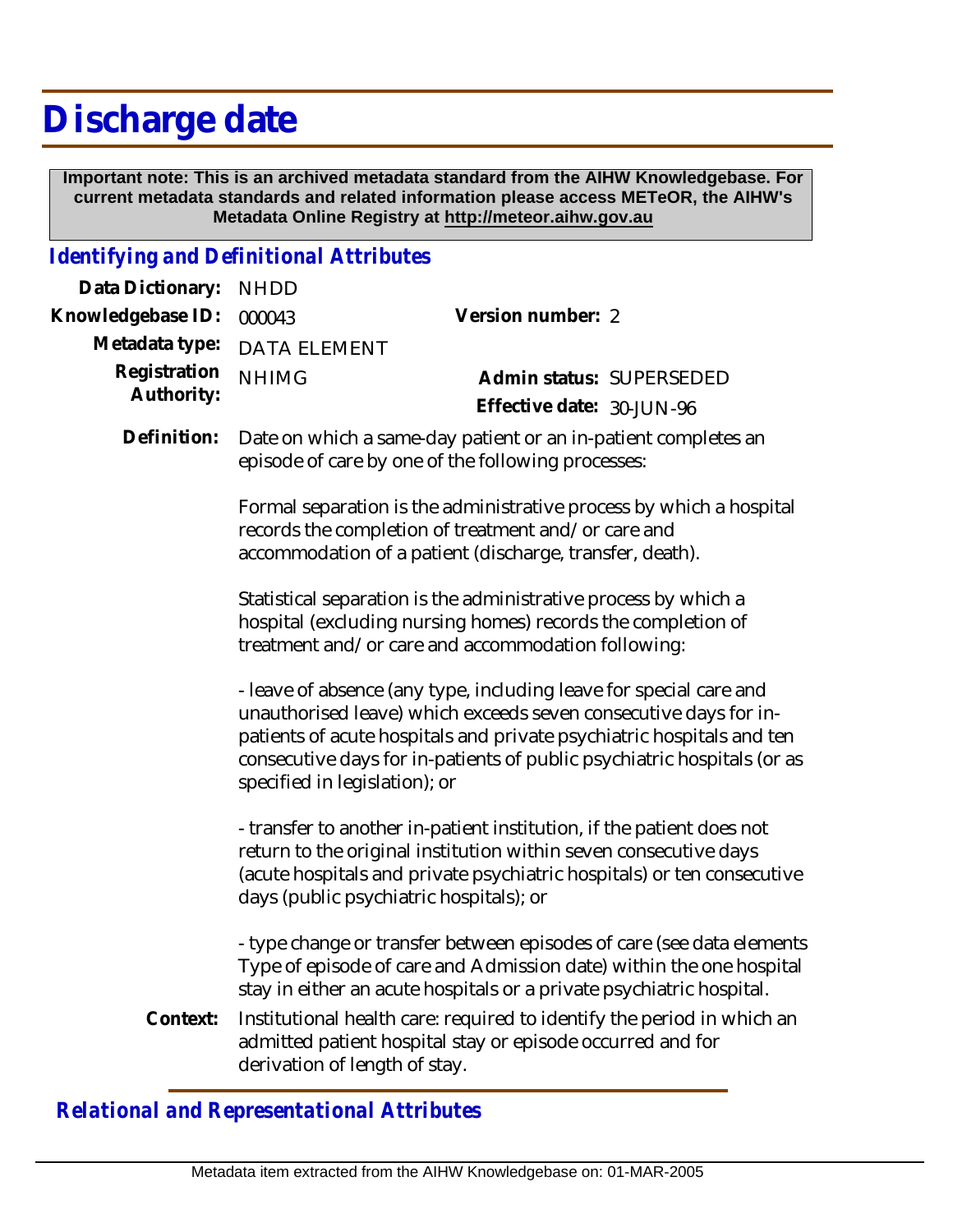# Discharge date

**Important note: This is an archived metadata standard from the AIHW Knowledgebase. For current metadata standards and related information please access METeOR, the AIHW's Metadata Online Registry at http://meteor.aihw.gov.au**

## *Identifying and Definitional Attributes*

**Data Dictionary:** NHDD

**Knowledgebase ID:** 000043

**Version number:** 2

**Metadata type:** DATA ELEMENT

**Registration Authority:** NHIMG

**Admin status:** SUPERSEDED

**Effective date:** 30-JUN-96

**Definition:** Date on which a same-day patient or an in-patient completes an episode of care by one of the following processes:

Formal separation is the administrative process by which a hospital records the completion of treatment and/or care and accommodation of a patient (discharge, transfer, death).

Statistical separation is the administrative process by which a hospital (excluding nursing homes) records the completion of treatment and/or care and accommodation following:

- leave of absence (any type, including leave for special care and unauthorised leave) which exceeds seven consecutive days for in-patients of acute hospitals and private psychiatric hospitals and ten consecutive days for in-patients of public psychiatric hospitals (or as specified in legislation); or

- transfer to another in-patient institution, if the patient does not return to the original institution within seven consecutive days (acute hospitals and private psychiatric hospitals) or ten consecutive days (public psychiatric hospitals); or

- type change or transfer between episodes of care (see data elements Type of episode of care and Admission date) within the one hospital stay in either an acute hospitals or a private psychiatric hospital.

**Context:** Institutional health care: required to identify the period in which an admitted patient hospital stay or episode occurred and for derivation of length of stay.

## *Relational and Representational Attributes*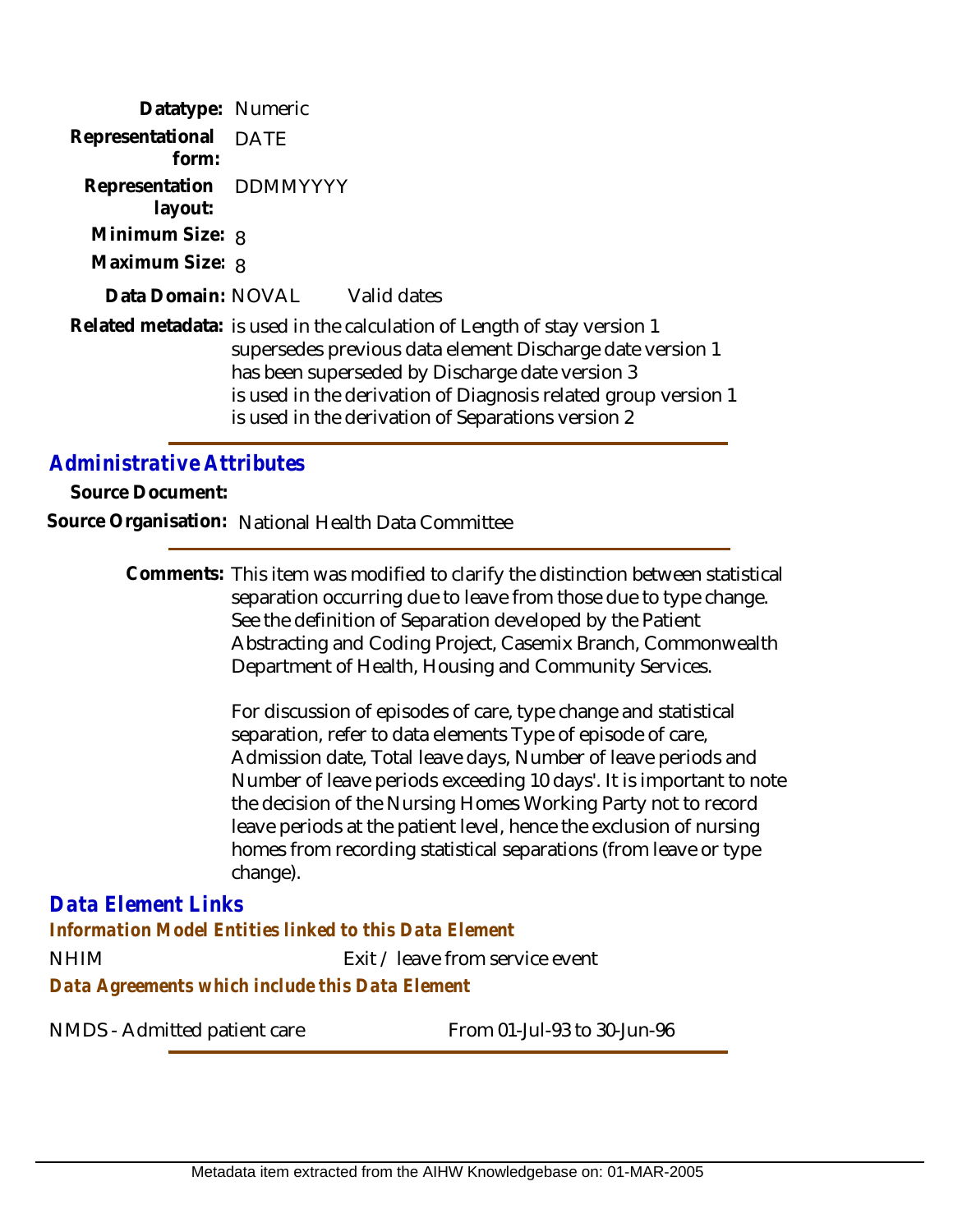**Datatype:** Numeric

**Representational form:** DATE

**Representation layout:** DDMMYYYY

**Minimum Size:** 8

**Maximum Size:** 8

**Data Domain:** NOVAL Valid dates

**Related metadata:** is used in the calculation of Length of stay version 1
supersedes previous data element Discharge date version 1
has been superseded by Discharge date version 3
is used in the derivation of Diagnosis related group version 1
is used in the derivation of Separations version 2

## *Administrative Attributes*

**Source Document:**

**Source Organisation:** National Health Data Committee

**Comments:** This item was modified to clarify the distinction between statistical separation occurring due to leave from those due to type change. See the definition of Separation developed by the Patient Abstracting and Coding Project, Casemix Branch, Commonwealth Department of Health, Housing and Community Services.

For discussion of episodes of care, type change and statistical separation, refer to data elements Type of episode of care, Admission date, Total leave days, Number of leave periods and Number of leave periods exceeding 10 days'. It is important to note the decision of the Nursing Homes Working Party not to record leave periods at the patient level, hence the exclusion of nursing homes from recording statistical separations (from leave or type change).

## *Data Element Links*

### *Information Model Entities linked to this Data Element*

NHIM Exit / leave from service event

### *Data Agreements which include this Data Element*

NMDS - Admitted patient care From 01-Jul-93 to 30-Jun-96